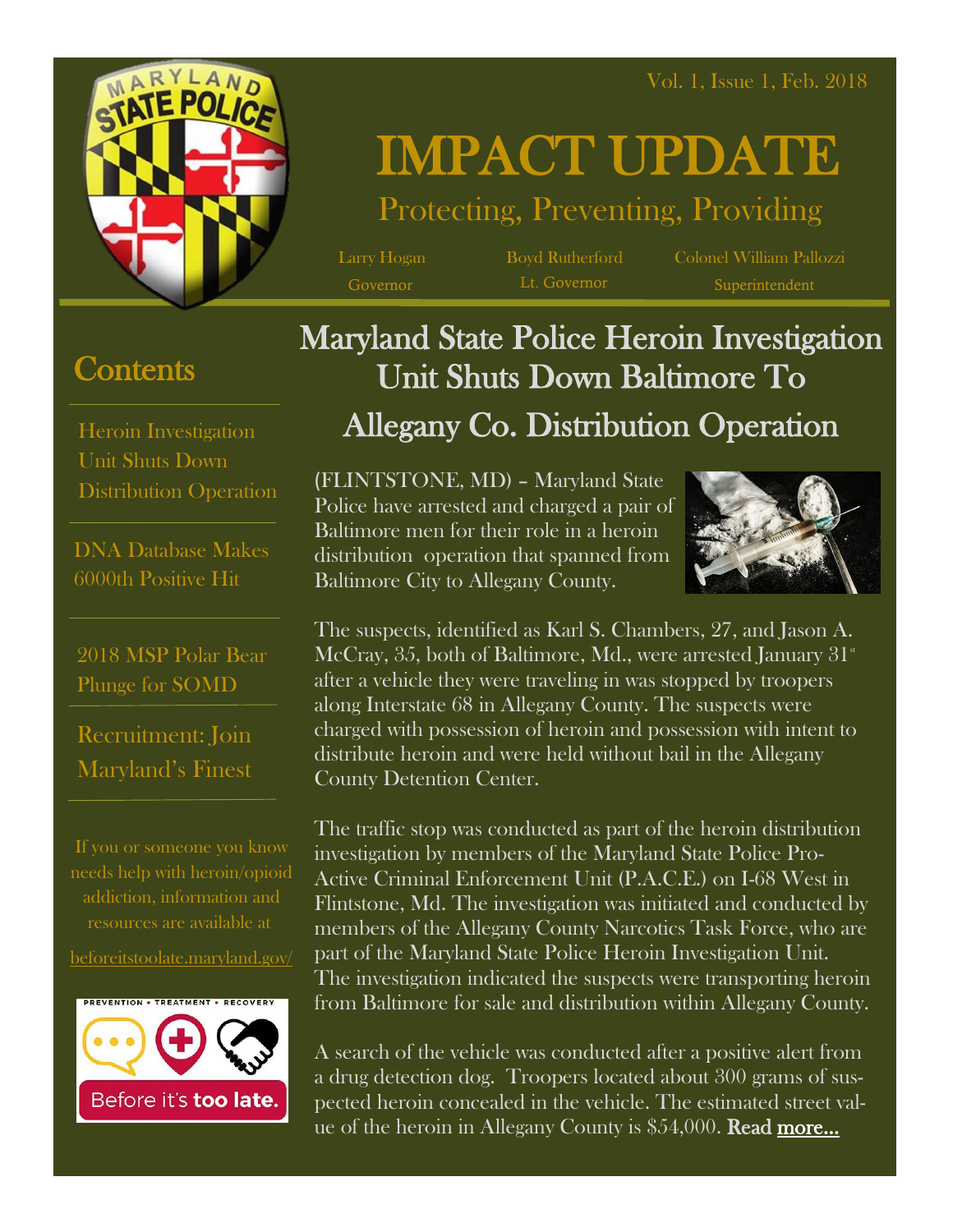Vol. 1, Issue 1, Feb. 2018

# IMPACT UPDATE

## Protecting, Preventing, Providing

Larry Hogan
Governor

Boyd Rutherford
Lt. Governor

Colonel William Pallozzi
Superintendent

## Contents

- Heroin Investigation Unit Shuts Down Distribution Operation
- DNA Database Makes 6000th Positive Hit
- 2018 MSP Polar Bear Plunge for SOMD
- Recruitment: Join Maryland's Finest

If you or someone you know needs help with heroin/opioid addiction, information and resources are available at

beforeitstoolate.maryland.gov/

PREVENTION • TREATMENT • RECOVERY

Before it's **too late.**

## Maryland State Police Heroin Investigation Unit Shuts Down Baltimore To Allegany Co. Distribution Operation

(FLINTSTONE, MD) – Maryland State Police have arrested and charged a pair of Baltimore men for their role in a heroin distribution operation that spanned from Baltimore City to Allegany County.

The suspects, identified as Karl S. Chambers, 27, and Jason A. McCray, 35, both of Baltimore, Md., were arrested January 31st after a vehicle they were traveling in was stopped by troopers along Interstate 68 in Allegany County. The suspects were charged with possession of heroin and possession with intent to distribute heroin and were held without bail in the Allegany County Detention Center.

The traffic stop was conducted as part of the heroin distribution investigation by members of the Maryland State Police Pro-Active Criminal Enforcement Unit (P.A.C.E.) on I-68 West in Flintstone, Md. The investigation was initiated and conducted by members of the Allegany County Narcotics Task Force, who are part of the Maryland State Police Heroin Investigation Unit. The investigation indicated the suspects were transporting heroin from Baltimore for sale and distribution within Allegany County.

A search of the vehicle was conducted after a positive alert from a drug detection dog. Troopers located about 300 grams of suspected heroin concealed in the vehicle. The estimated street value of the heroin in Allegany County is $54,000. Read more...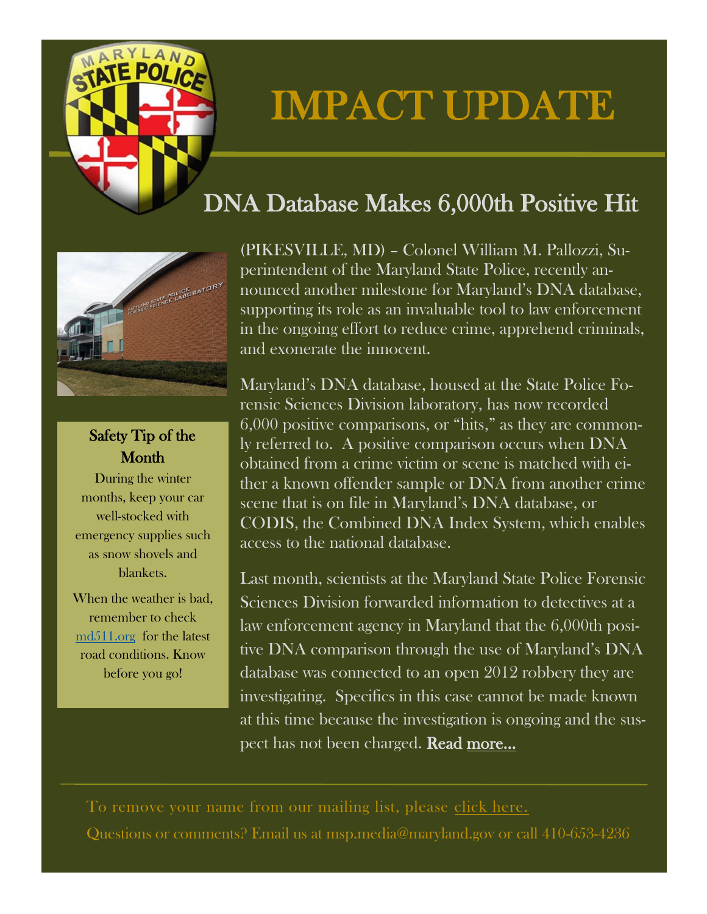# IMPACT UPDATE

## DNA Database Makes 6,000th Positive Hit

(PIKESVILLE, MD) – Colonel William M. Pallozzi, Superintendent of the Maryland State Police, recently announced another milestone for Maryland's DNA database, supporting its role as an invaluable tool to law enforcement in the ongoing effort to reduce crime, apprehend criminals, and exonerate the innocent.

Maryland's DNA database, housed at the State Police Forensic Sciences Division laboratory, has now recorded 6,000 positive comparisons, or "hits," as they are commonly referred to. A positive comparison occurs when DNA obtained from a crime victim or scene is matched with either a known offender sample or DNA from another crime scene that is on file in Maryland's DNA database, or CODIS, the Combined DNA Index System, which enables access to the national database.

Last month, scientists at the Maryland State Police Forensic Sciences Division forwarded information to detectives at a law enforcement agency in Maryland that the 6,000th positive DNA comparison through the use of Maryland's DNA database was connected to an open 2012 robbery they are investigating. Specifics in this case cannot be made known at this time because the investigation is ongoing and the suspect has not been charged. Read more...

### Safety Tip of the Month

During the winter months, keep your car well-stocked with emergency supplies such as snow shovels and blankets.

When the weather is bad, remember to check md511.org for the latest road conditions. Know before you go!

---

To remove your name from our mailing list, please click here.

Questions or comments? Email us at msp.media@maryland.gov or call 410-653-4236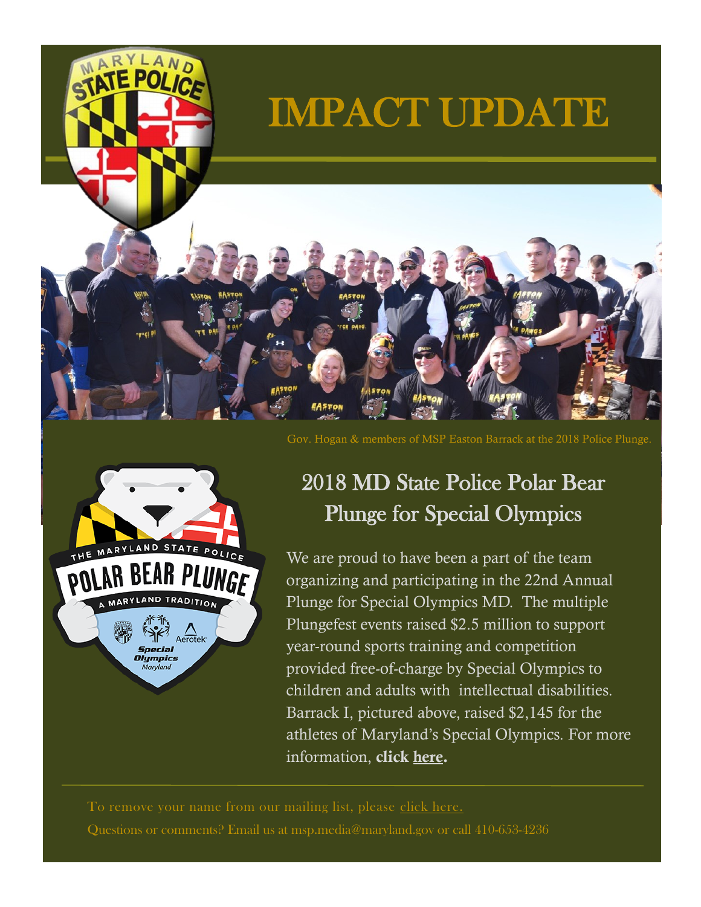# IMPACT UPDATE

Gov. Hogan & members of MSP Easton Barrack at the 2018 Police Plunge.

## 2018 MD State Police Polar Bear Plunge for Special Olympics

We are proud to have been a part of the team organizing and participating in the 22nd Annual Plunge for Special Olympics MD. The multiple Plungefest events raised $2.5 million to support year-round sports training and competition provided free-of-charge by Special Olympics to children and adults with intellectual disabilities. Barrack I, pictured above, raised $2,145 for the athletes of Maryland's Special Olympics. For more information, **click here.**

To remove your name from our mailing list, please click here.

Questions or comments? Email us at msp.media@maryland.gov or call 410-653-4236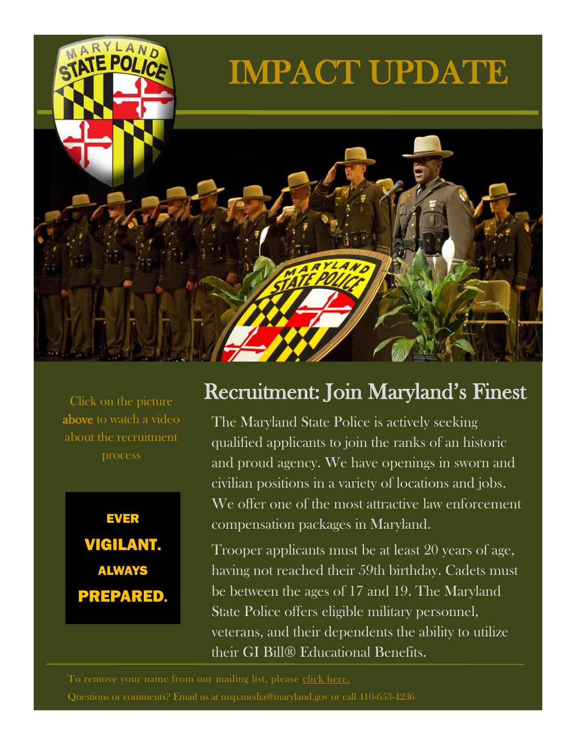# IMPACT UPDATE

Click on the picture above to watch a video about the recruitment process

**EVER**
**VIGILANT.**
**ALWAYS**
**PREPARED.**

## Recruitment: Join Maryland's Finest

The Maryland State Police is actively seeking qualified applicants to join the ranks of an historic and proud agency. We have openings in sworn and civilian positions in a variety of locations and jobs. We offer one of the most attractive law enforcement compensation packages in Maryland.

Trooper applicants must be at least 20 years of age, having not reached their 59th birthday. Cadets must be between the ages of 17 and 19. The Maryland State Police offers eligible military personnel, veterans, and their dependents the ability to utilize their GI Bill® Educational Benefits.

To remove your name from our mailing list, please click here.

Questions or comments? Email us at msp.media@maryland.gov or call 410-653-4236